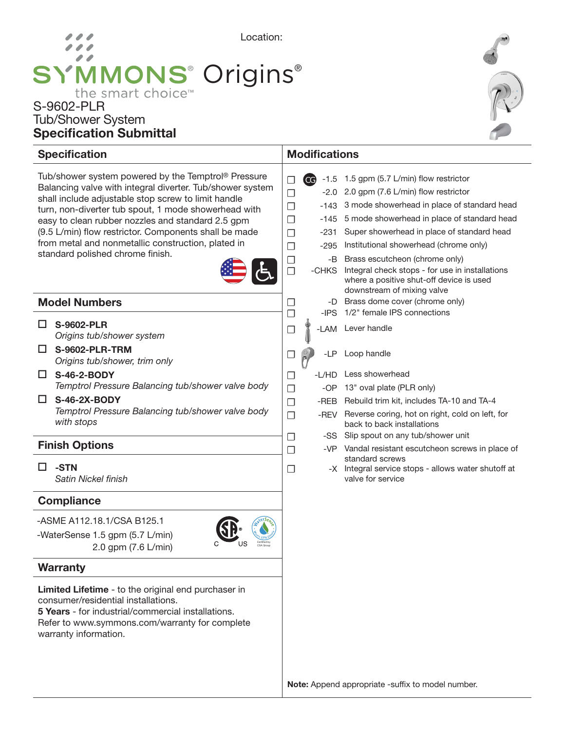Location:

# SYMMONS® Origins®

the smart choice™

S-9602-PLR

Tub/Shower System

**Specification Submittal**

## Specification

Tub/shower system powered by the Temptrol® Pressure Balancing valve with integral diverter. Tub/shower system shall include adjustable stop screw to limit handle turn, non-diverter tub spout, 1 mode showerhead with easy to clean rubber nozzles and standard 2.5 gpm (9.5 L/min) flow restrictor. Components shall be made from metal and nonmetallic construction, plated in standard polished chrome finish.

## Model Numbers

- ☐ **S-9602-PLR**
  *Origins tub/shower system*
- ☐ **S-9602-PLR-TRM**
  *Origins tub/shower, trim only*
- ☐ **S-46-2-BODY**
  *Temptrol Pressure Balancing tub/shower valve body*
- ☐ **S-46-2X-BODY**
  *Temptrol Pressure Balancing tub/shower valve body with stops*

## Finish Options

- ☐ **-STN**
  *Satin Nickel finish*

## Compliance

-ASME A112.18.1/CSA B125.1

-WaterSense 1.5 gpm (5.7 L/min)
2.0 gpm (7.6 L/min)

## Warranty

**Limited Lifetime** - to the original end purchaser in consumer/residential installations.
**5 Years** - for industrial/commercial installations.
Refer to www.symmons.com/warranty for complete warranty information.

## Modifications

- ☐ CG -1.5 1.5 gpm (5.7 L/min) flow restrictor
- ☐ -2.0 2.0 gpm (7.6 L/min) flow restrictor
- ☐ -143 3 mode showerhead in place of standard head
- ☐ -145 5 mode showerhead in place of standard head
- ☐ -231 Super showerhead in place of standard head
- ☐ -295 Institutional showerhead (chrome only)
- ☐ -B Brass escutcheon (chrome only)
- ☐ -CHKS Integral check stops - for use in installations where a positive shut-off device is used downstream of mixing valve
- ☐ -D Brass dome cover (chrome only)
- ☐ -IPS 1/2" female IPS connections
- ☐ -LAM Lever handle
- ☐ -LP Loop handle
- ☐ -L/HD Less showerhead
- ☐ -OP 13" oval plate (PLR only)
- ☐ -REB Rebuild trim kit, includes TA-10 and TA-4
- ☐ -REV Reverse coring, hot on right, cold on left, for back to back installations
- ☐ -SS Slip spout on any tub/shower unit
- ☐ -VP Vandal resistant escutcheon screws in place of standard screws
- ☐ -X Integral service stops - allows water shutoff at valve for service

**Note:** Append appropriate -suffix to model number.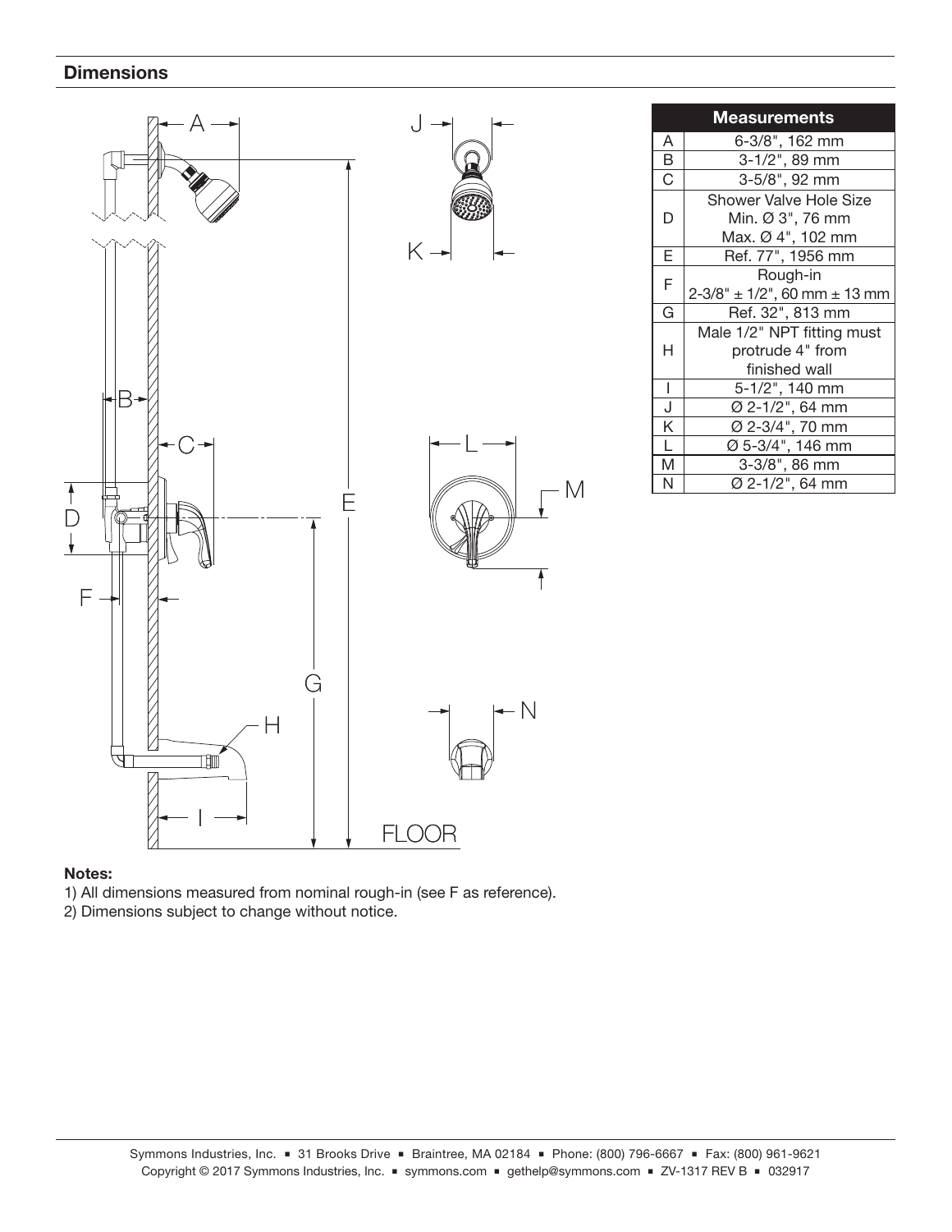## Dimensions

| Measurements | |
|---|---|
| A | 6-3/8", 162 mm |
| B | 3-1/2", 89 mm |
| C | 3-5/8", 92 mm |
| D | Shower Valve Hole Size Min. Ø 3", 76 mm Max. Ø 4", 102 mm |
| E | Ref. 77", 1956 mm |
| F | Rough-in 2-3/8" ± 1/2", 60 mm ± 13 mm |
| G | Ref. 32", 813 mm |
| H | Male 1/2" NPT fitting must protrude 4" from finished wall |
| I | 5-1/2", 140 mm |
| J | Ø 2-1/2", 64 mm |
| K | Ø 2-3/4", 70 mm |
| L | Ø 5-3/4", 146 mm |
| M | 3-3/8", 86 mm |
| N | Ø 2-1/2", 64 mm |

**Notes:**

1) All dimensions measured from nominal rough-in (see F as reference).
2) Dimensions subject to change without notice.

Symmons Industries, Inc. ▪ 31 Brooks Drive ▪ Braintree, MA 02184 ▪ Phone: (800) 796-6667 ▪ Fax: (800) 961-9621
Copyright © 2017 Symmons Industries, Inc. ▪ symmons.com ▪ gethelp@symmons.com ▪ ZV-1317 REV B ▪ 032917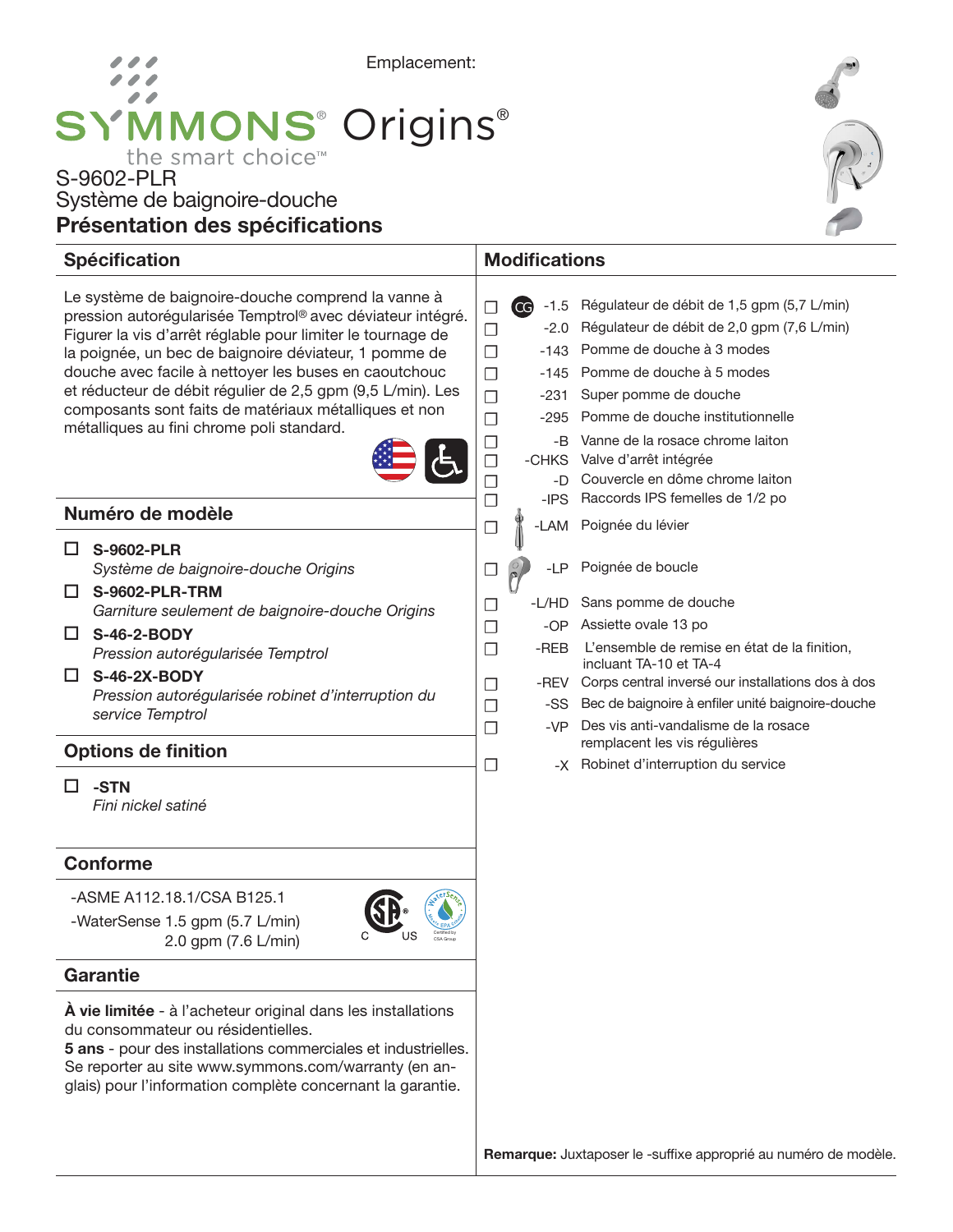Emplacement:

# SYMMONS® Origins®

the smart choice™

S-9602-PLR
Système de baignoire-douche
**Présentation des spécifications**

## Spécification

Le système de baignoire-douche comprend la vanne à pression autorégularisée Temptrol® avec déviateur intégré. Figurer la vis d'arrêt réglable pour limiter le tournage de la poignée, un bec de baignoire déviateur, 1 pomme de douche avec facile à nettoyer les buses en caoutchouc et réducteur de débit régulier de 2,5 gpm (9,5 L/min). Les composants sont faits de matériaux métalliques et non métalliques au fini chrome poli standard.

## Numéro de modèle

- ☐ **S-9602-PLR**
  *Système de baignoire-douche Origins*
- ☐ **S-9602-PLR-TRM**
  *Garniture seulement de baignoire-douche Origins*
- ☐ **S-46-2-BODY**
  *Pression autorégularisée Temptrol*
- ☐ **S-46-2X-BODY**
  *Pression autorégularisée robinet d'interruption du service Temptrol*

## Options de finition

- ☐ **-STN**
  *Fini nickel satiné*

## Conforme

-ASME A112.18.1/CSA B125.1
-WaterSense 1.5 gpm (5.7 L/min)
2.0 gpm (7.6 L/min)

## Garantie

**À vie limitée** - à l'acheteur original dans les installations du consommateur ou résidentielles.
**5 ans** - pour des installations commerciales et industrielles. Se reporter au site www.symmons.com/warranty (en anglais) pour l'information complète concernant la garantie.

## Modifications

- ☐ CG -1.5 Régulateur de débit de 1,5 gpm (5,7 L/min)
- ☐ -2.0 Régulateur de débit de 2,0 gpm (7,6 L/min)
- ☐ -143 Pomme de douche à 3 modes
- ☐ -145 Pomme de douche à 5 modes
- ☐ -231 Super pomme de douche
- ☐ -295 Pomme de douche institutionnelle
- ☐ -B Vanne de la rosace chrome laiton
- ☐ -CHKS Valve d'arrêt intégrée
- ☐ -D Couvercle en dôme chrome laiton
- ☐ -IPS Raccords IPS femelles de 1/2 po
- ☐ -LAM Poignée du lévier
- ☐ -LP Poignée de boucle
- ☐ -L/HD Sans pomme de douche
- ☐ -OP Assiette ovale 13 po
- ☐ -REB L'ensemble de remise en état de la finition, incluant TA-10 et TA-4
- ☐ -REV Corps central inversé our installations dos à dos
- ☐ -SS Bec de baignoire à enfiler unité baignoire-douche
- ☐ -VP Des vis anti-vandalisme de la rosace remplacent les vis régulières
- ☐ -X Robinet d'interruption du service

**Remarque:** Juxtaposer le -suffixe approprié au numéro de modèle.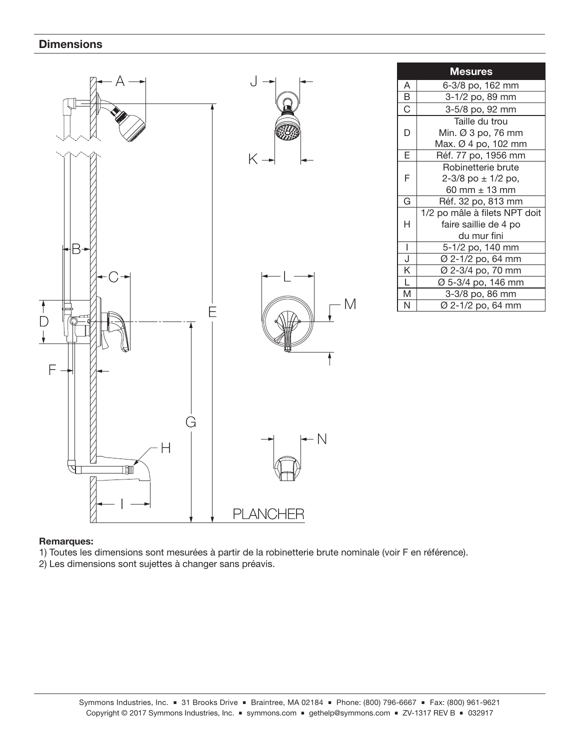## Dimensions

| | Mesures |
|---|---|
| A | 6-3/8 po, 162 mm |
| B | 3-1/2 po, 89 mm |
| C | 3-5/8 po, 92 mm |
| D | Taille du trou<br>Min. Ø 3 po, 76 mm<br>Max. Ø 4 po, 102 mm |
| E | Réf. 77 po, 1956 mm |
| F | Robinetterie brute<br>2-3/8 po ± 1/2 po,<br>60 mm ± 13 mm |
| G | Réf. 32 po, 813 mm |
| H | 1/2 po mâle à filets NPT doit faire saillie de 4 po du mur fini |
| I | 5-1/2 po, 140 mm |
| J | Ø 2-1/2 po, 64 mm |
| K | Ø 2-3/4 po, 70 mm |
| L | Ø 5-3/4 po, 146 mm |
| M | 3-3/8 po, 86 mm |
| N | Ø 2-1/2 po, 64 mm |

**Remarques:**

1) Toutes les dimensions sont mesurées à partir de la robinetterie brute nominale (voir F en référence).
2) Les dimensions sont sujettes à changer sans préavis.